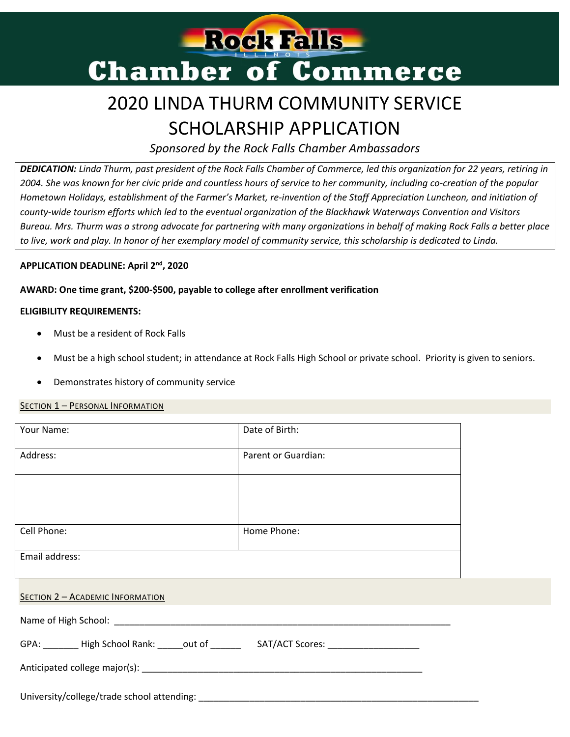# Rock Falls Chamber of Commerce

# 2020 LINDA THURM COMMUNITY SERVICE SCHOLARSHIP APPLICATION

*Sponsored by the Rock Falls Chamber Ambassadors*

***DEDICATION:*** *Linda Thurm, past president of the Rock Falls Chamber of Commerce, led this organization for 22 years, retiring in 2004. She was known for her civic pride and countless hours of service to her community, including co-creation of the popular Hometown Holidays, establishment of the Farmer's Market, re-invention of the Staff Appreciation Luncheon, and initiation of county-wide tourism efforts which led to the eventual organization of the Blackhawk Waterways Convention and Visitors Bureau. Mrs. Thurm was a strong advocate for partnering with many organizations in behalf of making Rock Falls a better place to live, work and play. In honor of her exemplary model of community service, this scholarship is dedicated to Linda.*

**APPLICATION DEADLINE: April 2nd, 2020**

**AWARD: One time grant, $200-$500, payable to college after enrollment verification**

**ELIGIBILITY REQUIREMENTS:**

- Must be a resident of Rock Falls
- Must be a high school student; in attendance at Rock Falls High School or private school. Priority is given to seniors.
- Demonstrates history of community service

## SECTION 1 – PERSONAL INFORMATION

| Your Name: | Date of Birth: |
|---|---|
| Address: | Parent or Guardian: |
| | |
| Cell Phone: | Home Phone: |
| Email address: | |

## SECTION 2 – ACADEMIC INFORMATION

Name of High School: ____________________________________________________________

GPA: _______ High School Rank: _____out of ______ SAT/ACT Scores: _________________

Anticipated college major(s): ____________________________________________________

University/college/trade school attending: __________________________________________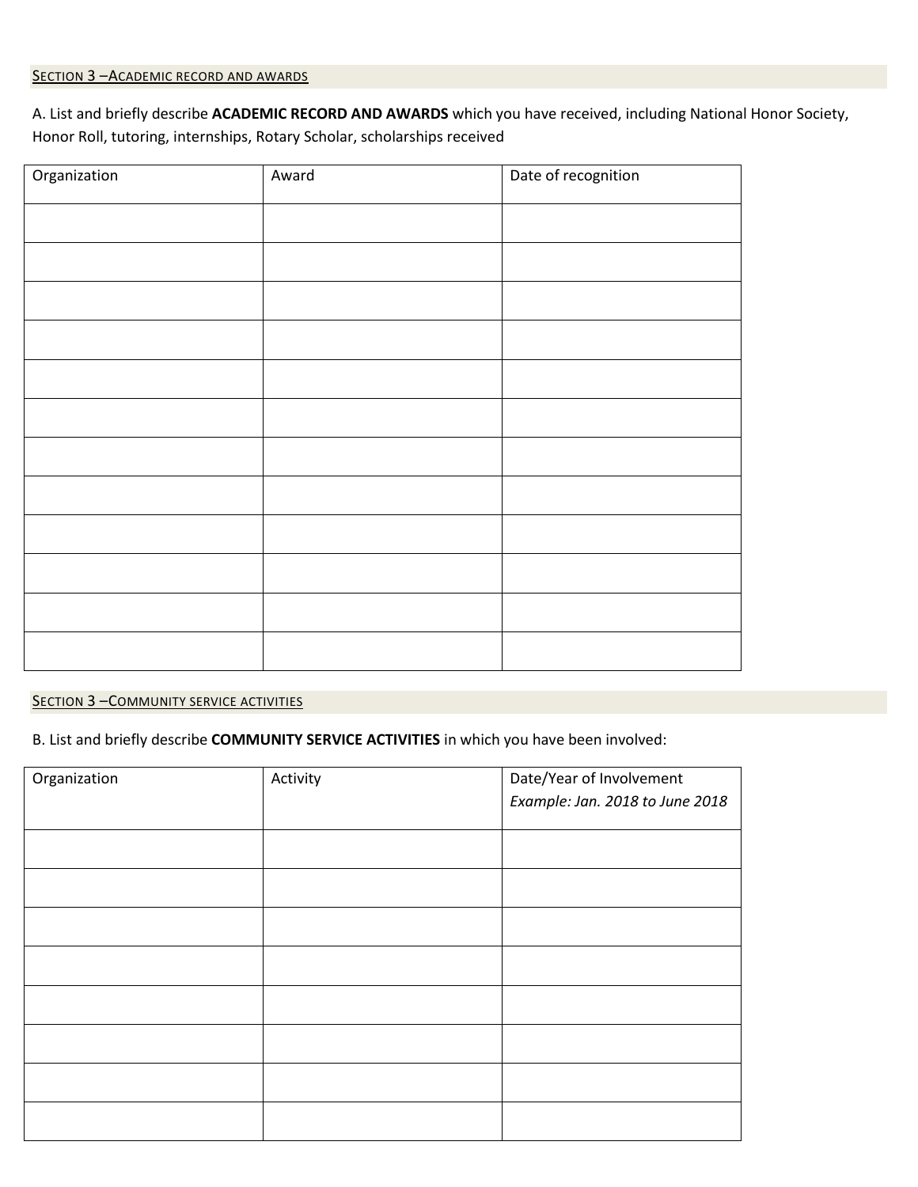## Section 3 – Academic record and awards

A. List and briefly describe **ACADEMIC RECORD AND AWARDS** which you have received, including National Honor Society, Honor Roll, tutoring, internships, Rotary Scholar, scholarships received

| Organization | Award | Date of recognition |
|---|---|---|
| | | |
| | | |
| | | |
| | | |
| | | |
| | | |
| | | |
| | | |
| | | |
| | | |
| | | |
| | | |

## Section 3 – Community service activities

B. List and briefly describe **COMMUNITY SERVICE ACTIVITIES** in which you have been involved:

| Organization | Activity | Date/Year of Involvement *Example: Jan. 2018 to June 2018* |
|---|---|---|
| | | |
| | | |
| | | |
| | | |
| | | |
| | | |
| | | |
| | | |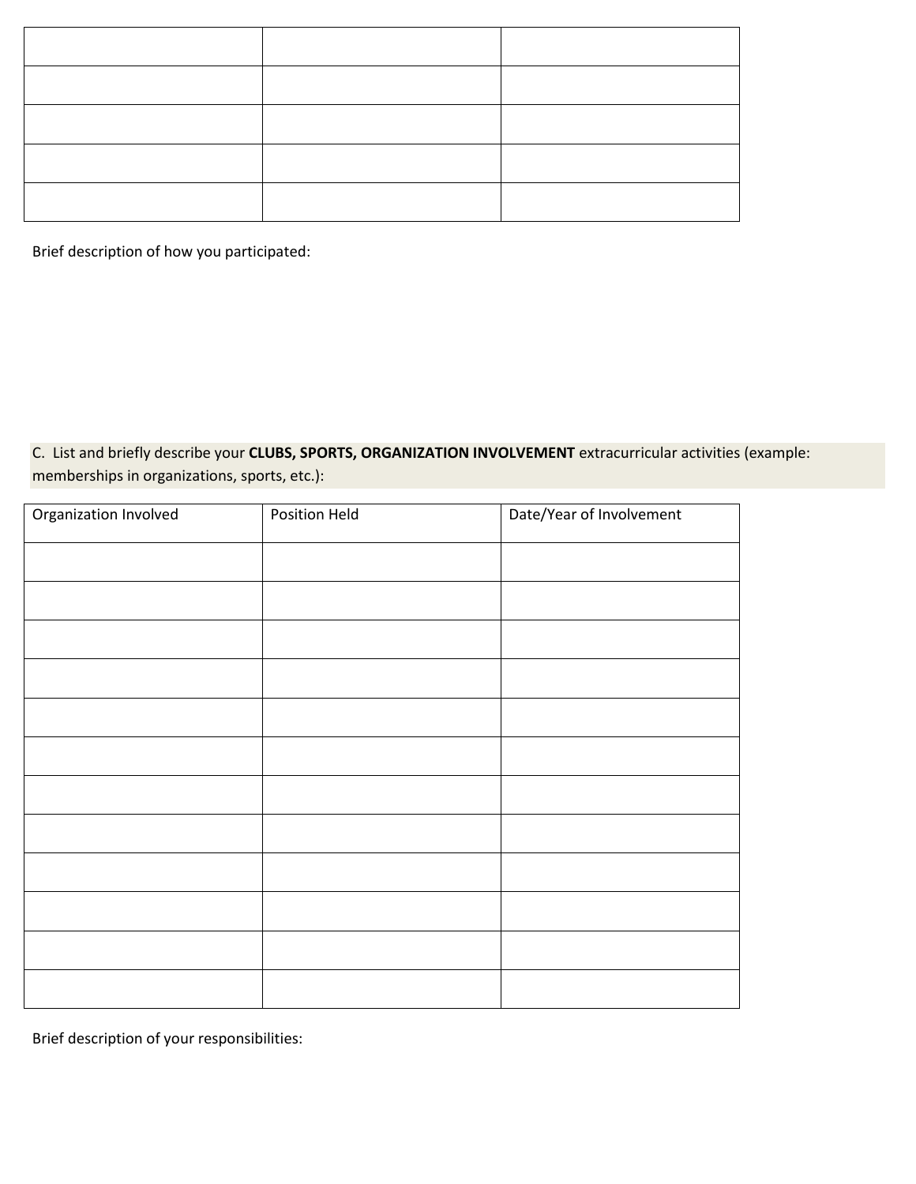| | | |
|---|---|---|
| | | |
| | | |
| | | |
| | | |
| | | |

Brief description of how you participated:

C. List and briefly describe your **CLUBS, SPORTS, ORGANIZATION INVOLVEMENT** extracurricular activities (example: memberships in organizations, sports, etc.):

| Organization Involved | Position Held | Date/Year of Involvement |
|---|---|---|
| | | |
| | | |
| | | |
| | | |
| | | |
| | | |
| | | |
| | | |
| | | |
| | | |
| | | |
| | | |

Brief description of your responsibilities: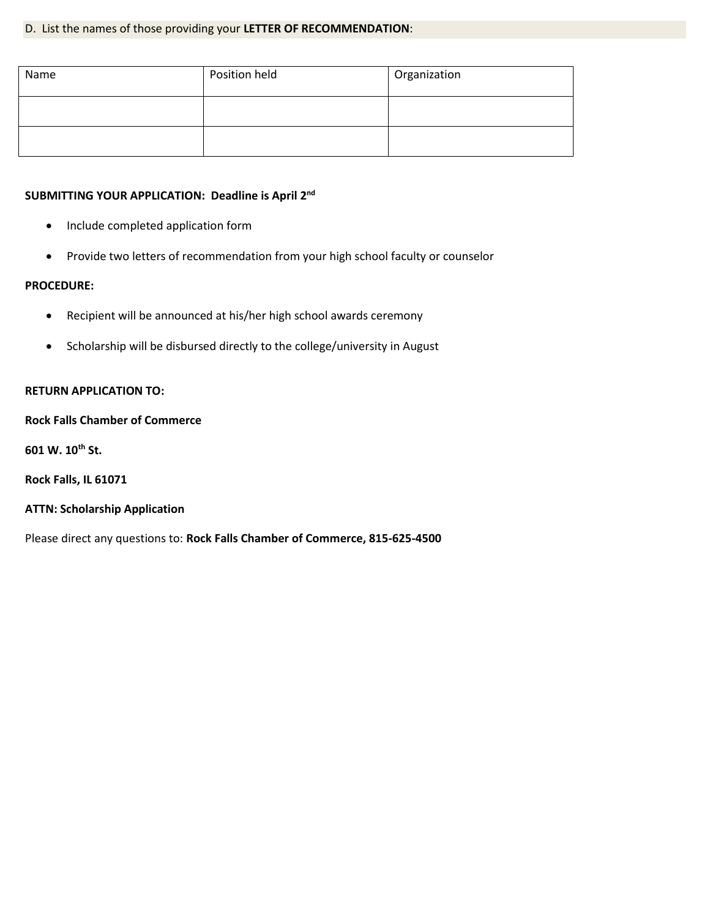D. List the names of those providing your **LETTER OF RECOMMENDATION**:

| Name | Position held | Organization |
|---|---|---|
| | | |
| | | |

**SUBMITTING YOUR APPLICATION: Deadline is April 2nd**

- Include completed application form
- Provide two letters of recommendation from your high school faculty or counselor

**PROCEDURE:**

- Recipient will be announced at his/her high school awards ceremony
- Scholarship will be disbursed directly to the college/university in August

**RETURN APPLICATION TO:**

**Rock Falls Chamber of Commerce**

**601 W. 10th St.**

**Rock Falls, IL 61071**

**ATTN: Scholarship Application**

Please direct any questions to: **Rock Falls Chamber of Commerce, 815-625-4500**